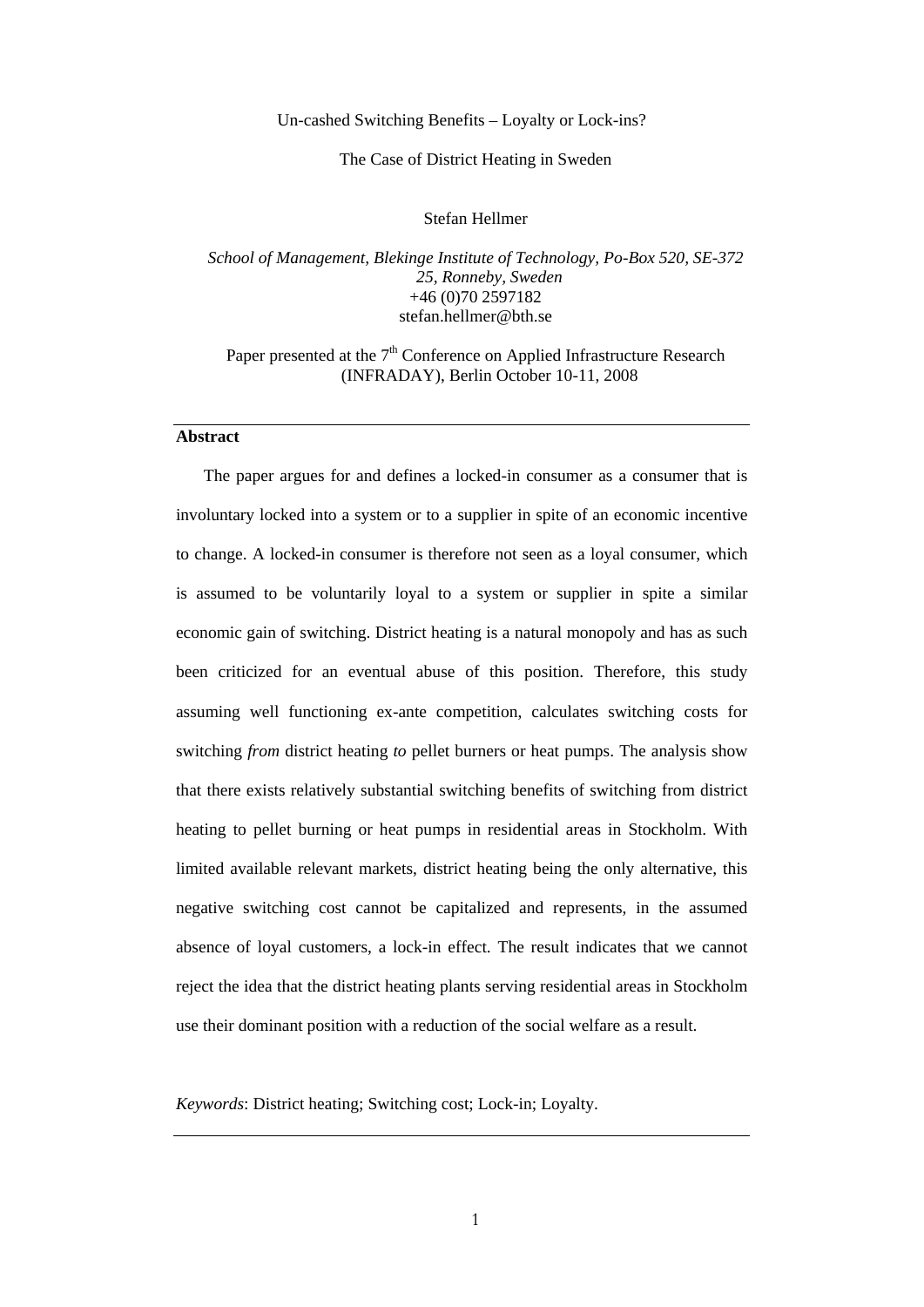# Un-cashed Switching Benefits – Loyalty or Lock-ins?

## The Case of District Heating in Sweden

Stefan Hellmer

*School of Management, Blekinge Institute of Technology, Po-Box 520, SE-372 25, Ronneby, Sweden*
+46 (0)70 2597182
stefan.hellmer@bth.se

Paper presented at the 7th Conference on Applied Infrastructure Research (INFRADAY), Berlin October 10-11, 2008

---

**Abstract**

The paper argues for and defines a locked-in consumer as a consumer that is involuntary locked into a system or to a supplier in spite of an economic incentive to change. A locked-in consumer is therefore not seen as a loyal consumer, which is assumed to be voluntarily loyal to a system or supplier in spite a similar economic gain of switching. District heating is a natural monopoly and has as such been criticized for an eventual abuse of this position. Therefore, this study assuming well functioning ex-ante competition, calculates switching costs for switching *from* district heating *to* pellet burners or heat pumps. The analysis show that there exists relatively substantial switching benefits of switching from district heating to pellet burning or heat pumps in residential areas in Stockholm. With limited available relevant markets, district heating being the only alternative, this negative switching cost cannot be capitalized and represents, in the assumed absence of loyal customers, a lock-in effect. The result indicates that we cannot reject the idea that the district heating plants serving residential areas in Stockholm use their dominant position with a reduction of the social welfare as a result.

*Keywords*: District heating; Switching cost; Lock-in; Loyalty.

---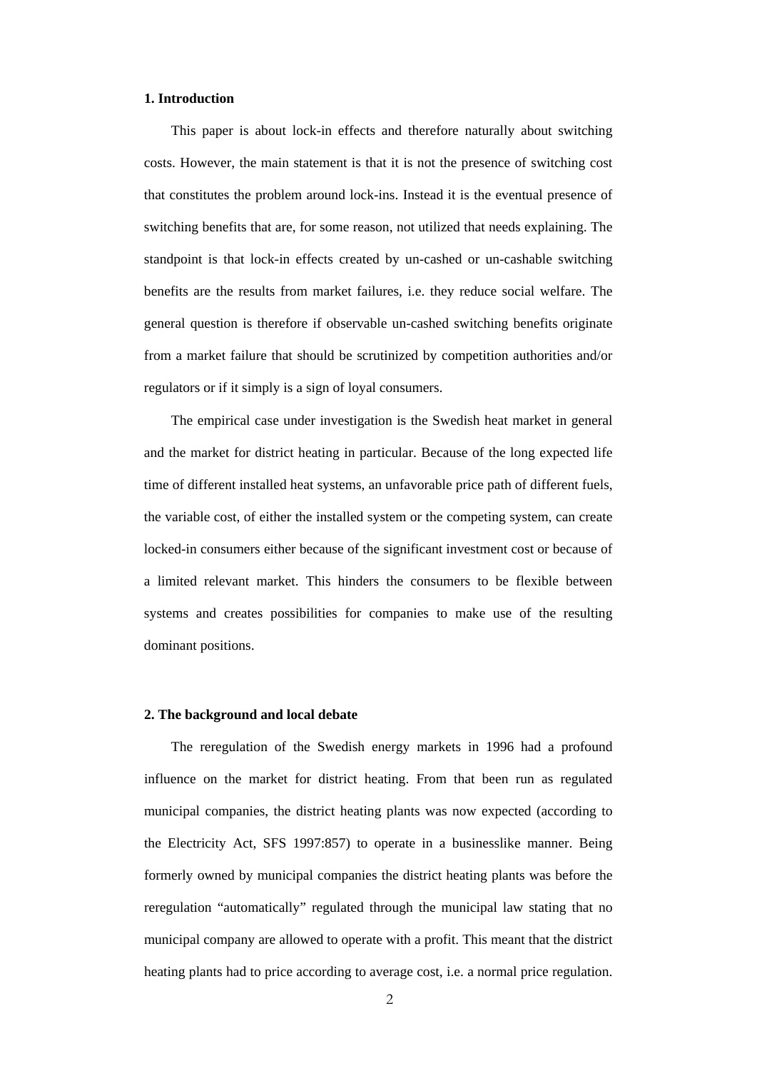## 1. Introduction

This paper is about lock-in effects and therefore naturally about switching costs. However, the main statement is that it is not the presence of switching cost that constitutes the problem around lock-ins. Instead it is the eventual presence of switching benefits that are, for some reason, not utilized that needs explaining. The standpoint is that lock-in effects created by un-cashed or un-cashable switching benefits are the results from market failures, i.e. they reduce social welfare. The general question is therefore if observable un-cashed switching benefits originate from a market failure that should be scrutinized by competition authorities and/or regulators or if it simply is a sign of loyal consumers.

The empirical case under investigation is the Swedish heat market in general and the market for district heating in particular. Because of the long expected life time of different installed heat systems, an unfavorable price path of different fuels, the variable cost, of either the installed system or the competing system, can create locked-in consumers either because of the significant investment cost or because of a limited relevant market. This hinders the consumers to be flexible between systems and creates possibilities for companies to make use of the resulting dominant positions.

## 2. The background and local debate

The reregulation of the Swedish energy markets in 1996 had a profound influence on the market for district heating. From that been run as regulated municipal companies, the district heating plants was now expected (according to the Electricity Act, SFS 1997:857) to operate in a businesslike manner. Being formerly owned by municipal companies the district heating plants was before the reregulation "automatically" regulated through the municipal law stating that no municipal company are allowed to operate with a profit. This meant that the district heating plants had to price according to average cost, i.e. a normal price regulation.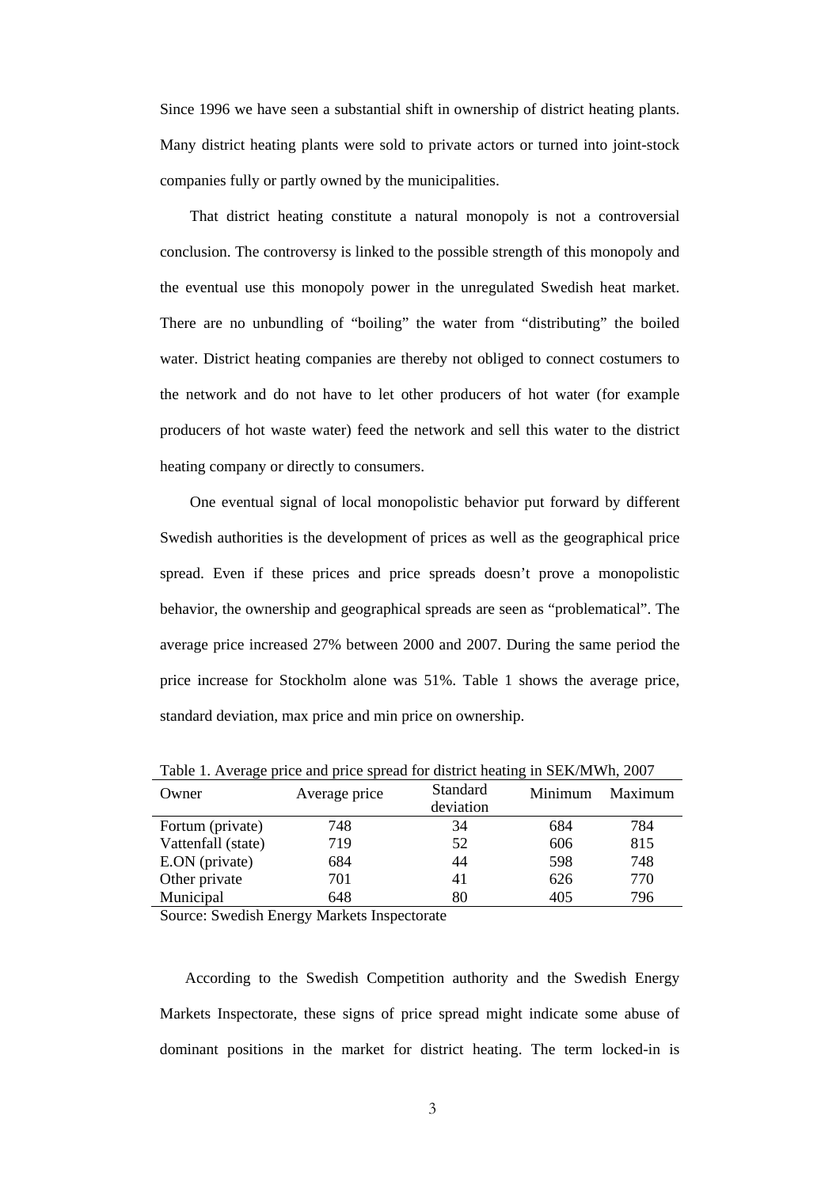Since 1996 we have seen a substantial shift in ownership of district heating plants. Many district heating plants were sold to private actors or turned into joint-stock companies fully or partly owned by the municipalities.

That district heating constitute a natural monopoly is not a controversial conclusion. The controversy is linked to the possible strength of this monopoly and the eventual use this monopoly power in the unregulated Swedish heat market. There are no unbundling of "boiling" the water from "distributing" the boiled water. District heating companies are thereby not obliged to connect costumers to the network and do not have to let other producers of hot water (for example producers of hot waste water) feed the network and sell this water to the district heating company or directly to consumers.

One eventual signal of local monopolistic behavior put forward by different Swedish authorities is the development of prices as well as the geographical price spread. Even if these prices and price spreads doesn't prove a monopolistic behavior, the ownership and geographical spreads are seen as "problematical". The average price increased 27% between 2000 and 2007. During the same period the price increase for Stockholm alone was 51%. Table 1 shows the average price, standard deviation, max price and min price on ownership.

Table 1. Average price and price spread for district heating in SEK/MWh, 2007

| Owner | Average price | Standard deviation | Minimum | Maximum |
|---|---|---|---|---|
| Fortum (private) | 748 | 34 | 684 | 784 |
| Vattenfall (state) | 719 | 52 | 606 | 815 |
| E.ON (private) | 684 | 44 | 598 | 748 |
| Other private | 701 | 41 | 626 | 770 |
| Municipal | 648 | 80 | 405 | 796 |

Source: Swedish Energy Markets Inspectorate

According to the Swedish Competition authority and the Swedish Energy Markets Inspectorate, these signs of price spread might indicate some abuse of dominant positions in the market for district heating. The term locked-in is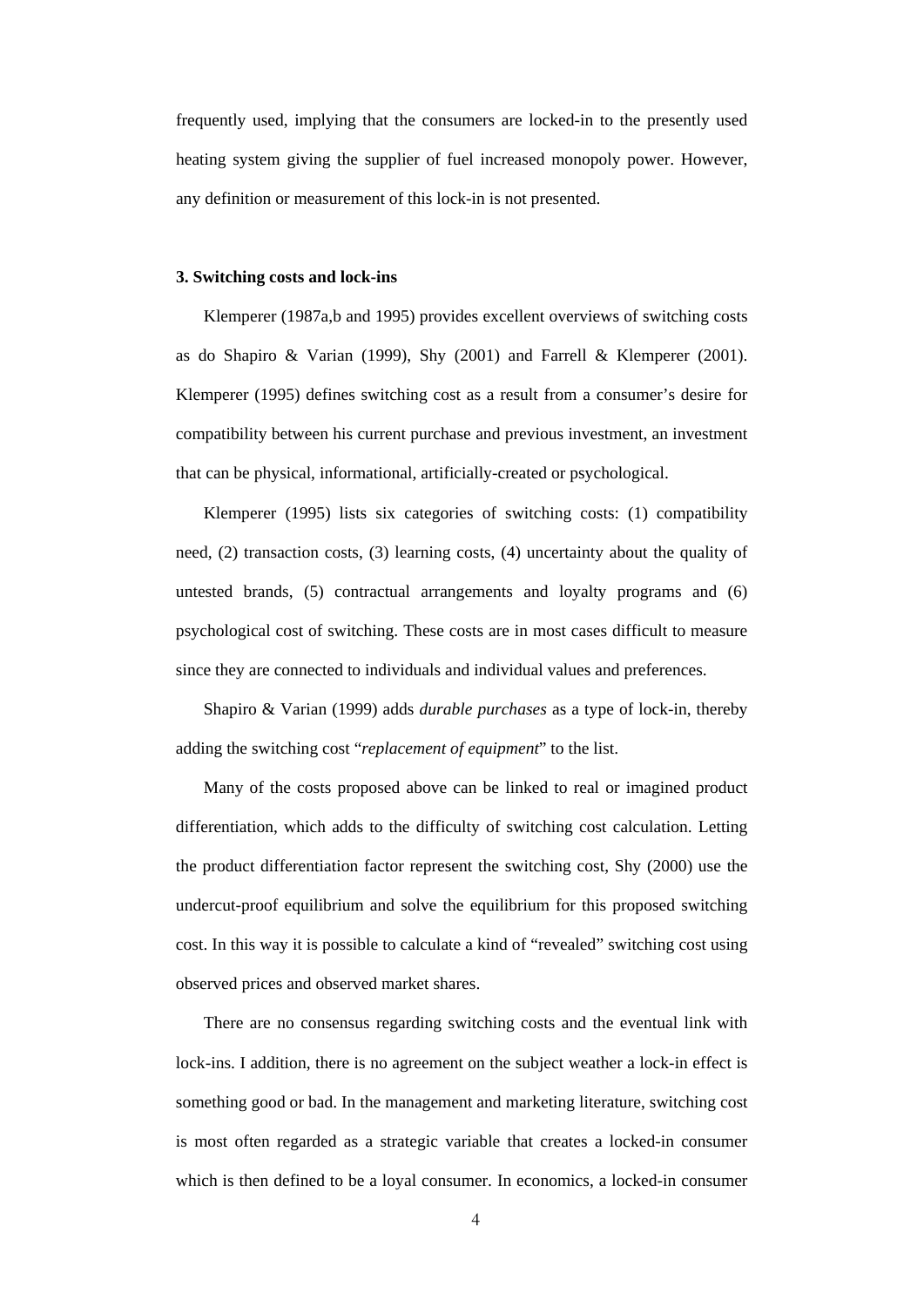frequently used, implying that the consumers are locked-in to the presently used heating system giving the supplier of fuel increased monopoly power. However, any definition or measurement of this lock-in is not presented.

### 3. Switching costs and lock-ins

Klemperer (1987a,b and 1995) provides excellent overviews of switching costs as do Shapiro & Varian (1999), Shy (2001) and Farrell & Klemperer (2001). Klemperer (1995) defines switching cost as a result from a consumer's desire for compatibility between his current purchase and previous investment, an investment that can be physical, informational, artificially-created or psychological.

Klemperer (1995) lists six categories of switching costs: (1) compatibility need, (2) transaction costs, (3) learning costs, (4) uncertainty about the quality of untested brands, (5) contractual arrangements and loyalty programs and (6) psychological cost of switching. These costs are in most cases difficult to measure since they are connected to individuals and individual values and preferences.

Shapiro & Varian (1999) adds *durable purchases* as a type of lock-in, thereby adding the switching cost "*replacement of equipment*" to the list.

Many of the costs proposed above can be linked to real or imagined product differentiation, which adds to the difficulty of switching cost calculation. Letting the product differentiation factor represent the switching cost, Shy (2000) use the undercut-proof equilibrium and solve the equilibrium for this proposed switching cost. In this way it is possible to calculate a kind of "revealed" switching cost using observed prices and observed market shares.

There are no consensus regarding switching costs and the eventual link with lock-ins. I addition, there is no agreement on the subject weather a lock-in effect is something good or bad. In the management and marketing literature, switching cost is most often regarded as a strategic variable that creates a locked-in consumer which is then defined to be a loyal consumer. In economics, a locked-in consumer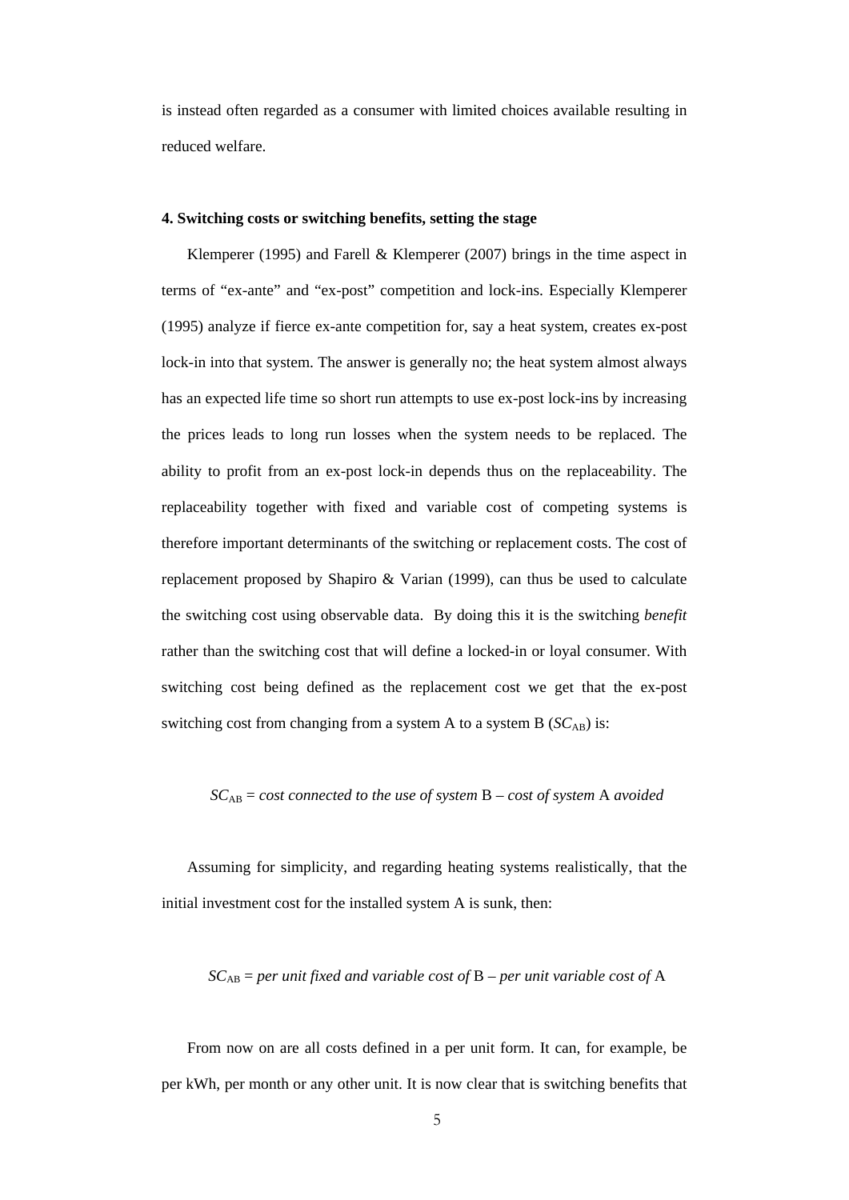is instead often regarded as a consumer with limited choices available resulting in reduced welfare.

**4. Switching costs or switching benefits, setting the stage**

Klemperer (1995) and Farell & Klemperer (2007) brings in the time aspect in terms of "ex-ante" and "ex-post" competition and lock-ins. Especially Klemperer (1995) analyze if fierce ex-ante competition for, say a heat system, creates ex-post lock-in into that system. The answer is generally no; the heat system almost always has an expected life time so short run attempts to use ex-post lock-ins by increasing the prices leads to long run losses when the system needs to be replaced. The ability to profit from an ex-post lock-in depends thus on the replaceability. The replaceability together with fixed and variable cost of competing systems is therefore important determinants of the switching or replacement costs. The cost of replacement proposed by Shapiro & Varian (1999), can thus be used to calculate the switching cost using observable data. By doing this it is the switching *benefit* rather than the switching cost that will define a locked-in or loyal consumer. With switching cost being defined as the replacement cost we get that the ex-post switching cost from changing from a system A to a system B ($SC_{AB}$) is:

$$SC_{AB} = \textit{cost connected to the use of system } \mathrm{B} - \textit{cost of system } \mathrm{A} \textit{ avoided}$$

Assuming for simplicity, and regarding heating systems realistically, that the initial investment cost for the installed system A is sunk, then:

$$SC_{AB} = \textit{per unit fixed and variable cost of } \mathrm{B} - \textit{per unit variable cost of } \mathrm{A}$$

From now on are all costs defined in a per unit form. It can, for example, be per kWh, per month or any other unit. It is now clear that is switching benefits that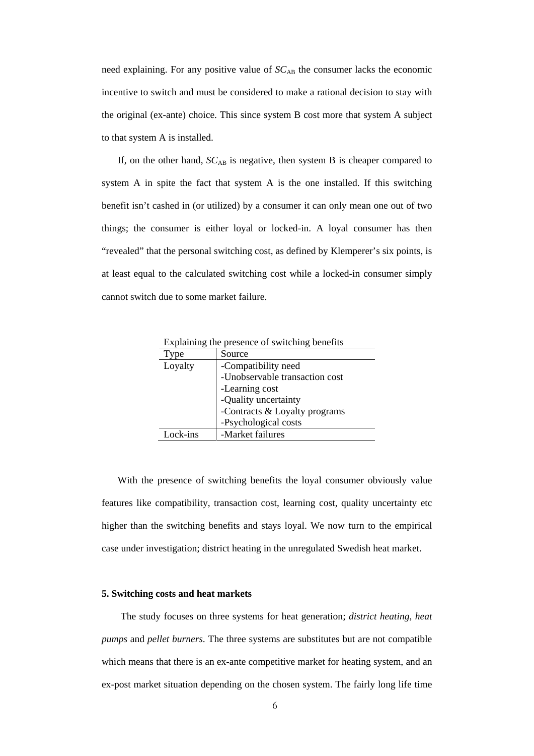need explaining. For any positive value of $SC_{AB}$ the consumer lacks the economic incentive to switch and must be considered to make a rational decision to stay with the original (ex-ante) choice. This since system B cost more that system A subject to that system A is installed.

If, on the other hand, $SC_{AB}$ is negative, then system B is cheaper compared to system A in spite the fact that system A is the one installed. If this switching benefit isn't cashed in (or utilized) by a consumer it can only mean one out of two things; the consumer is either loyal or locked-in. A loyal consumer has then "revealed" that the personal switching cost, as defined by Klemperer's six points, is at least equal to the calculated switching cost while a locked-in consumer simply cannot switch due to some market failure.

Explaining the presence of switching benefits

| Type | Source |
|---|---|
| Loyalty | -Compatibility need<br>-Unobservable transaction cost<br>-Learning cost<br>-Quality uncertainty<br>-Contracts & Loyalty programs<br>-Psychological costs |
| Lock-ins | -Market failures |

With the presence of switching benefits the loyal consumer obviously value features like compatibility, transaction cost, learning cost, quality uncertainty etc higher than the switching benefits and stays loyal. We now turn to the empirical case under investigation; district heating in the unregulated Swedish heat market.

### 5. Switching costs and heat markets

The study focuses on three systems for heat generation; *district heating*, *heat pumps* and *pellet burners*. The three systems are substitutes but are not compatible which means that there is an ex-ante competitive market for heating system, and an ex-post market situation depending on the chosen system. The fairly long life time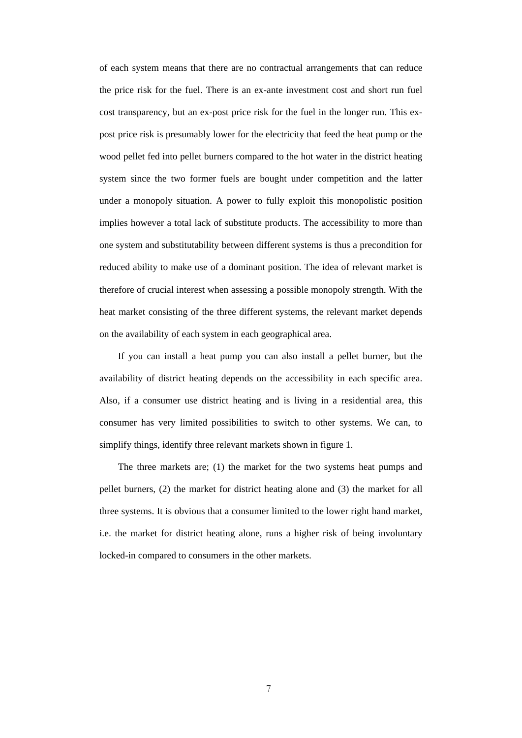of each system means that there are no contractual arrangements that can reduce the price risk for the fuel. There is an ex-ante investment cost and short run fuel cost transparency, but an ex-post price risk for the fuel in the longer run. This ex-post price risk is presumably lower for the electricity that feed the heat pump or the wood pellet fed into pellet burners compared to the hot water in the district heating system since the two former fuels are bought under competition and the latter under a monopoly situation. A power to fully exploit this monopolistic position implies however a total lack of substitute products. The accessibility to more than one system and substitutability between different systems is thus a precondition for reduced ability to make use of a dominant position. The idea of relevant market is therefore of crucial interest when assessing a possible monopoly strength. With the heat market consisting of the three different systems, the relevant market depends on the availability of each system in each geographical area.

If you can install a heat pump you can also install a pellet burner, but the availability of district heating depends on the accessibility in each specific area. Also, if a consumer use district heating and is living in a residential area, this consumer has very limited possibilities to switch to other systems. We can, to simplify things, identify three relevant markets shown in figure 1.

The three markets are; (1) the market for the two systems heat pumps and pellet burners, (2) the market for district heating alone and (3) the market for all three systems. It is obvious that a consumer limited to the lower right hand market, i.e. the market for district heating alone, runs a higher risk of being involuntary locked-in compared to consumers in the other markets.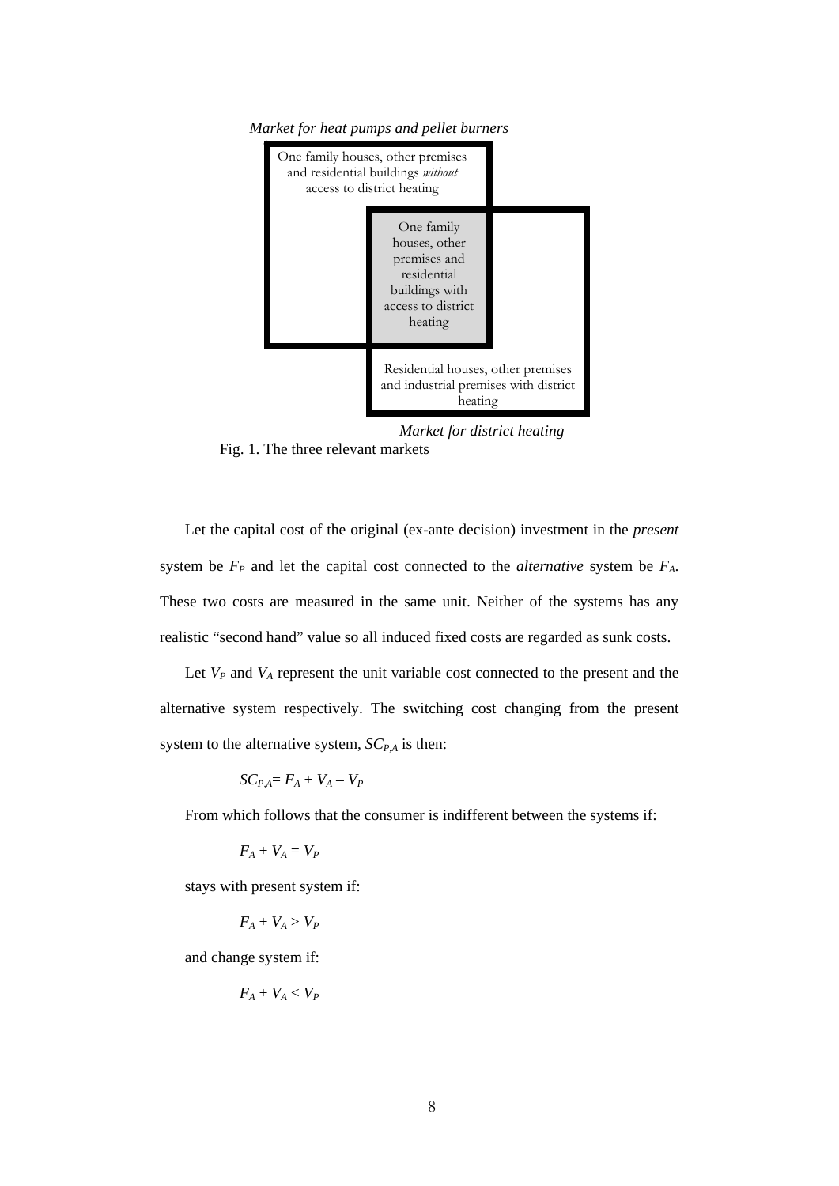*Market for heat pumps and pellet burners*

One family houses, other premises and residential buildings *without* access to district heating

One family houses, other premises and residential buildings with access to district heating

Residential houses, other premises and industrial premises with district heating

*Market for district heating*

Fig. 1. The three relevant markets

Let the capital cost of the original (ex-ante decision) investment in the *present* system be $F_P$ and let the capital cost connected to the *alternative* system be $F_A$. These two costs are measured in the same unit. Neither of the systems has any realistic "second hand" value so all induced fixed costs are regarded as sunk costs.

Let $V_P$ and $V_A$ represent the unit variable cost connected to the present and the alternative system respectively. The switching cost changing from the present system to the alternative system, $SC_{P,A}$ is then:

$$SC_{P,A} = F_A + V_A - V_P$$

From which follows that the consumer is indifferent between the systems if:

$$F_A + V_A = V_P$$

stays with present system if:

$$F_A + V_A > V_P$$

and change system if:

$$F_A + V_A < V_P$$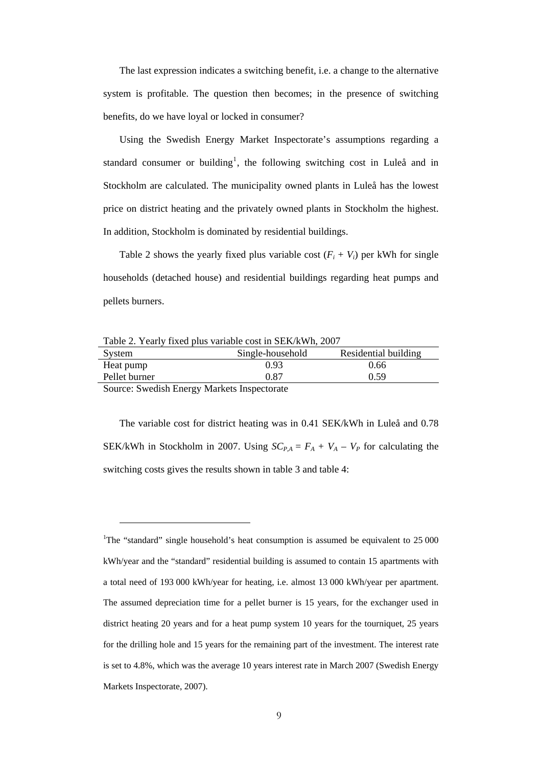The last expression indicates a switching benefit, i.e. a change to the alternative system is profitable. The question then becomes; in the presence of switching benefits, do we have loyal or locked in consumer?

Using the Swedish Energy Market Inspectorate's assumptions regarding a standard consumer or building[1], the following switching cost in Luleå and in Stockholm are calculated. The municipality owned plants in Luleå has the lowest price on district heating and the privately owned plants in Stockholm the highest. In addition, Stockholm is dominated by residential buildings.

Table 2 shows the yearly fixed plus variable cost ($F_i + V_i$) per kWh for single households (detached house) and residential buildings regarding heat pumps and pellets burners.

Table 2. Yearly fixed plus variable cost in SEK/kWh, 2007

| System | Single-household | Residential building |
|---|---|---|
| Heat pump | 0.93 | 0.66 |
| Pellet burner | 0.87 | 0.59 |

Source: Swedish Energy Markets Inspectorate

The variable cost for district heating was in 0.41 SEK/kWh in Luleå and 0.78 SEK/kWh in Stockholm in 2007. Using $SC_{P,A} = F_A + V_A - V_P$ for calculating the switching costs gives the results shown in table 3 and table 4:

[1]The "standard" single household's heat consumption is assumed be equivalent to 25 000 kWh/year and the "standard" residential building is assumed to contain 15 apartments with a total need of 193 000 kWh/year for heating, i.e. almost 13 000 kWh/year per apartment. The assumed depreciation time for a pellet burner is 15 years, for the exchanger used in district heating 20 years and for a heat pump system 10 years for the tourniquet, 25 years for the drilling hole and 15 years for the remaining part of the investment. The interest rate is set to 4.8%, which was the average 10 years interest rate in March 2007 (Swedish Energy Markets Inspectorate, 2007).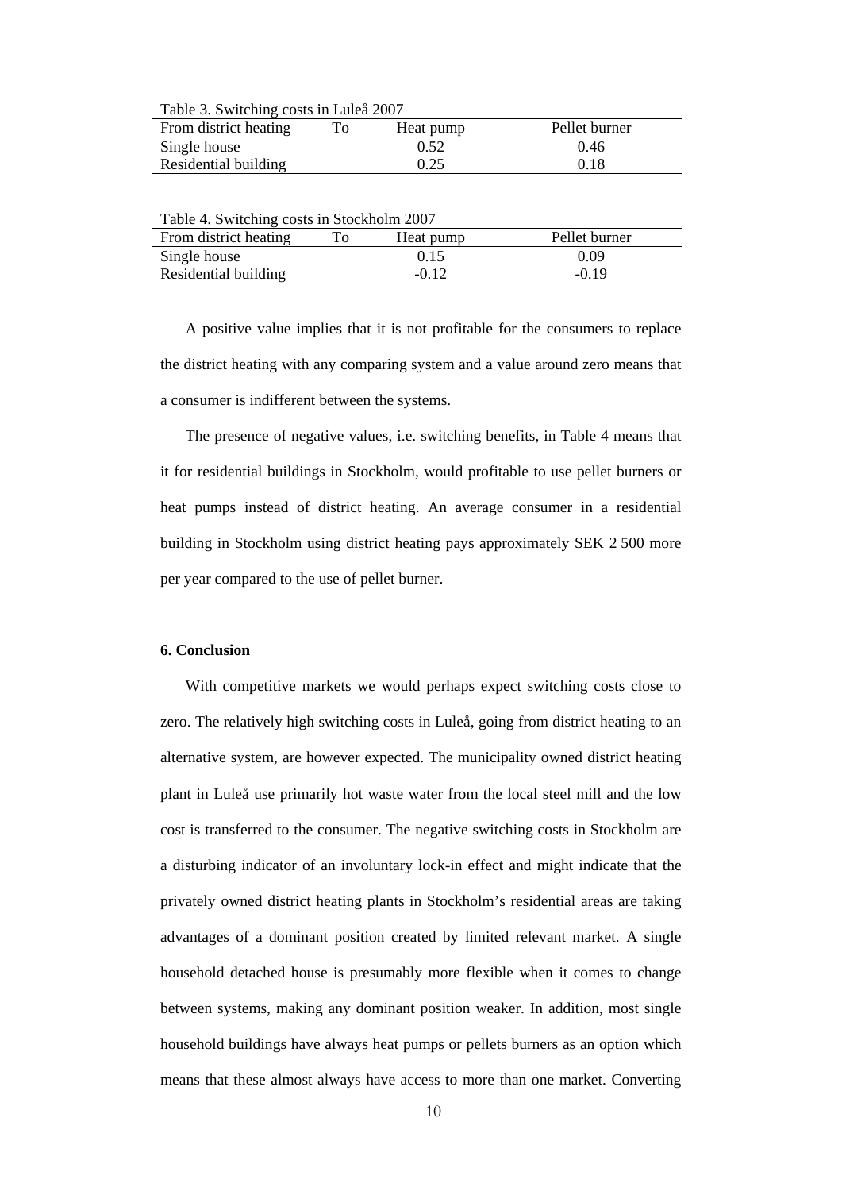Table 3. Switching costs in Luleå 2007

| From district heating | To | Heat pump | Pellet burner |
|---|---|---|---|
| Single house | | 0.52 | 0.46 |
| Residential building | | 0.25 | 0.18 |

Table 4. Switching costs in Stockholm 2007

| From district heating | To | Heat pump | Pellet burner |
|---|---|---|---|
| Single house | | 0.15 | 0.09 |
| Residential building | | -0.12 | -0.19 |

A positive value implies that it is not profitable for the consumers to replace the district heating with any comparing system and a value around zero means that a consumer is indifferent between the systems.

The presence of negative values, i.e. switching benefits, in Table 4 means that it for residential buildings in Stockholm, would profitable to use pellet burners or heat pumps instead of district heating. An average consumer in a residential building in Stockholm using district heating pays approximately SEK 2 500 more per year compared to the use of pellet burner.

**6. Conclusion**

With competitive markets we would perhaps expect switching costs close to zero. The relatively high switching costs in Luleå, going from district heating to an alternative system, are however expected. The municipality owned district heating plant in Luleå use primarily hot waste water from the local steel mill and the low cost is transferred to the consumer. The negative switching costs in Stockholm are a disturbing indicator of an involuntary lock-in effect and might indicate that the privately owned district heating plants in Stockholm's residential areas are taking advantages of a dominant position created by limited relevant market. A single household detached house is presumably more flexible when it comes to change between systems, making any dominant position weaker. In addition, most single household buildings have always heat pumps or pellets burners as an option which means that these almost always have access to more than one market. Converting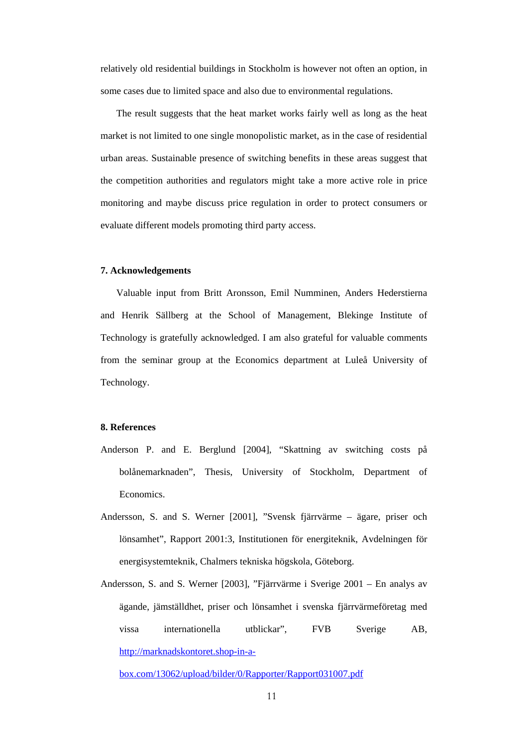relatively old residential buildings in Stockholm is however not often an option, in some cases due to limited space and also due to environmental regulations.

The result suggests that the heat market works fairly well as long as the heat market is not limited to one single monopolistic market, as in the case of residential urban areas. Sustainable presence of switching benefits in these areas suggest that the competition authorities and regulators might take a more active role in price monitoring and maybe discuss price regulation in order to protect consumers or evaluate different models promoting third party access.

## 7. Acknowledgements

Valuable input from Britt Aronsson, Emil Numminen, Anders Hederstierna and Henrik Sällberg at the School of Management, Blekinge Institute of Technology is gratefully acknowledged. I am also grateful for valuable comments from the seminar group at the Economics department at Luleå University of Technology.

## 8. References

Anderson P. and E. Berglund [2004], "Skattning av switching costs på bolånemarknaden", Thesis, University of Stockholm, Department of Economics.

Andersson, S. and S. Werner [2001], "Svensk fjärrvärme – ägare, priser och lönsamhet", Rapport 2001:3, Institutionen för energiteknik, Avdelningen för energisystemteknik, Chalmers tekniska högskola, Göteborg.

Andersson, S. and S. Werner [2003], "Fjärrvärme i Sverige 2001 – En analys av ägande, jämställdhet, priser och lönsamhet i svenska fjärrvärmeföretag med vissa internationella utblickar", FVB Sverige AB, http://marknadskontoret.shop-in-a-box.com/13062/upload/bilder/0/Rapporter/Rapport031007.pdf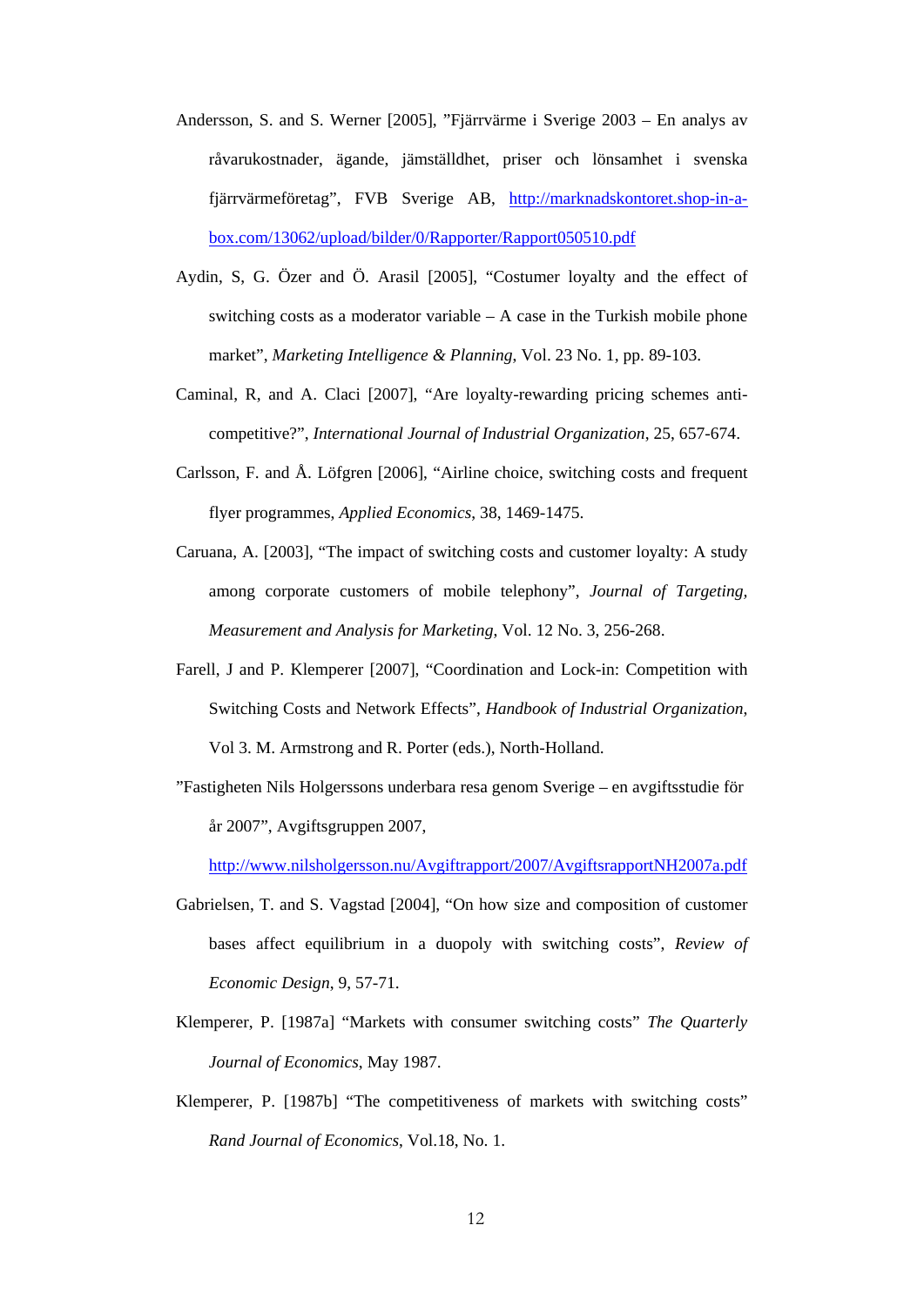Andersson, S. and S. Werner [2005], ”Fjärrvärme i Sverige 2003 – En analys av råvarukostnader, ägande, jämställdhet, priser och lönsamhet i svenska fjärrvärmeföretag”, FVB Sverige AB, http://marknadskontoret.shop-in-a-box.com/13062/upload/bilder/0/Rapporter/Rapport050510.pdf

Aydin, S, G. Özer and Ö. Arasil [2005], “Costumer loyalty and the effect of switching costs as a moderator variable – A case in the Turkish mobile phone market”, *Marketing Intelligence & Planning*, Vol. 23 No. 1, pp. 89-103.

Caminal, R, and A. Claci [2007], “Are loyalty-rewarding pricing schemes anti-competitive?”, *International Journal of Industrial Organization*, 25, 657-674.

Carlsson, F. and Å. Löfgren [2006], “Airline choice, switching costs and frequent flyer programmes, *Applied Economics*, 38, 1469-1475.

Caruana, A. [2003], “The impact of switching costs and customer loyalty: A study among corporate customers of mobile telephony”, *Journal of Targeting, Measurement and Analysis for Marketing*, Vol. 12 No. 3, 256-268.

Farell, J and P. Klemperer [2007], “Coordination and Lock-in: Competition with Switching Costs and Network Effects”, *Handbook of Industrial Organization*, Vol 3. M. Armstrong and R. Porter (eds.), North-Holland.

”Fastigheten Nils Holgerssons underbara resa genom Sverige – en avgiftsstudie för år 2007”, Avgiftsgruppen 2007, http://www.nilsholgersson.nu/Avgiftrapport/2007/AvgiftsrapportNH2007a.pdf

Gabrielsen, T. and S. Vagstad [2004], “On how size and composition of customer bases affect equilibrium in a duopoly with switching costs”, *Review of Economic Design*, 9, 57-71.

Klemperer, P. [1987a] “Markets with consumer switching costs” *The Quarterly Journal of Economics*, May 1987.

Klemperer, P. [1987b] “The competitiveness of markets with switching costs” *Rand Journal of Economics*, Vol.18, No. 1.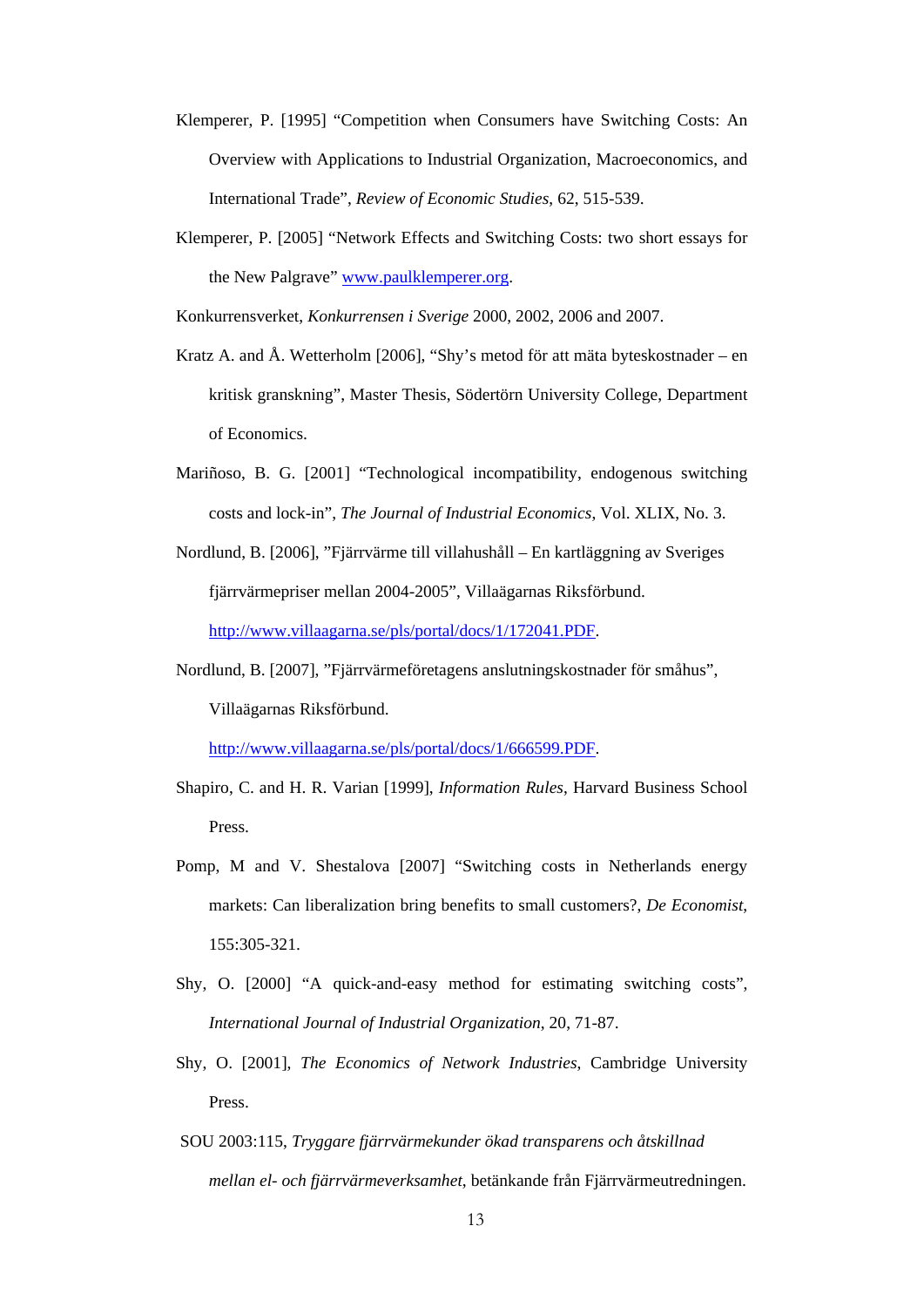Klemperer, P. [1995] "Competition when Consumers have Switching Costs: An Overview with Applications to Industrial Organization, Macroeconomics, and International Trade", *Review of Economic Studies*, 62, 515-539.

Klemperer, P. [2005] "Network Effects and Switching Costs: two short essays for the New Palgrave" www.paulklemperer.org.

Konkurrensverket, *Konkurrensen i Sverige* 2000, 2002, 2006 and 2007.

Kratz A. and Å. Wetterholm [2006], "Shy's metod för att mäta byteskostnader – en kritisk granskning", Master Thesis, Södertörn University College, Department of Economics.

Mariñoso, B. G. [2001] "Technological incompatibility, endogenous switching costs and lock-in", *The Journal of Industrial Economics*, Vol. XLIX, No. 3.

Nordlund, B. [2006], "Fjärrvärme till villahushåll – En kartläggning av Sveriges fjärrvärmepriser mellan 2004-2005", Villaägarnas Riksförbund. http://www.villaagarna.se/pls/portal/docs/1/172041.PDF.

Nordlund, B. [2007], "Fjärrvärmeföretagens anslutningskostnader för småhus", Villaägarnas Riksförbund. http://www.villaagarna.se/pls/portal/docs/1/666599.PDF.

Shapiro, C. and H. R. Varian [1999], *Information Rules*, Harvard Business School Press.

Pomp, M and V. Shestalova [2007] "Switching costs in Netherlands energy markets: Can liberalization bring benefits to small customers?, *De Economist*, 155:305-321.

Shy, O. [2000] "A quick-and-easy method for estimating switching costs", *International Journal of Industrial Organization*, 20, 71-87.

Shy, O. [2001], *The Economics of Network Industries*, Cambridge University Press.

SOU 2003:115, *Tryggare fjärrvärmekunder ökad transparens och åtskillnad mellan el- och fjärrvärmeverksamhet*, betänkande från Fjärrvärmeutredningen.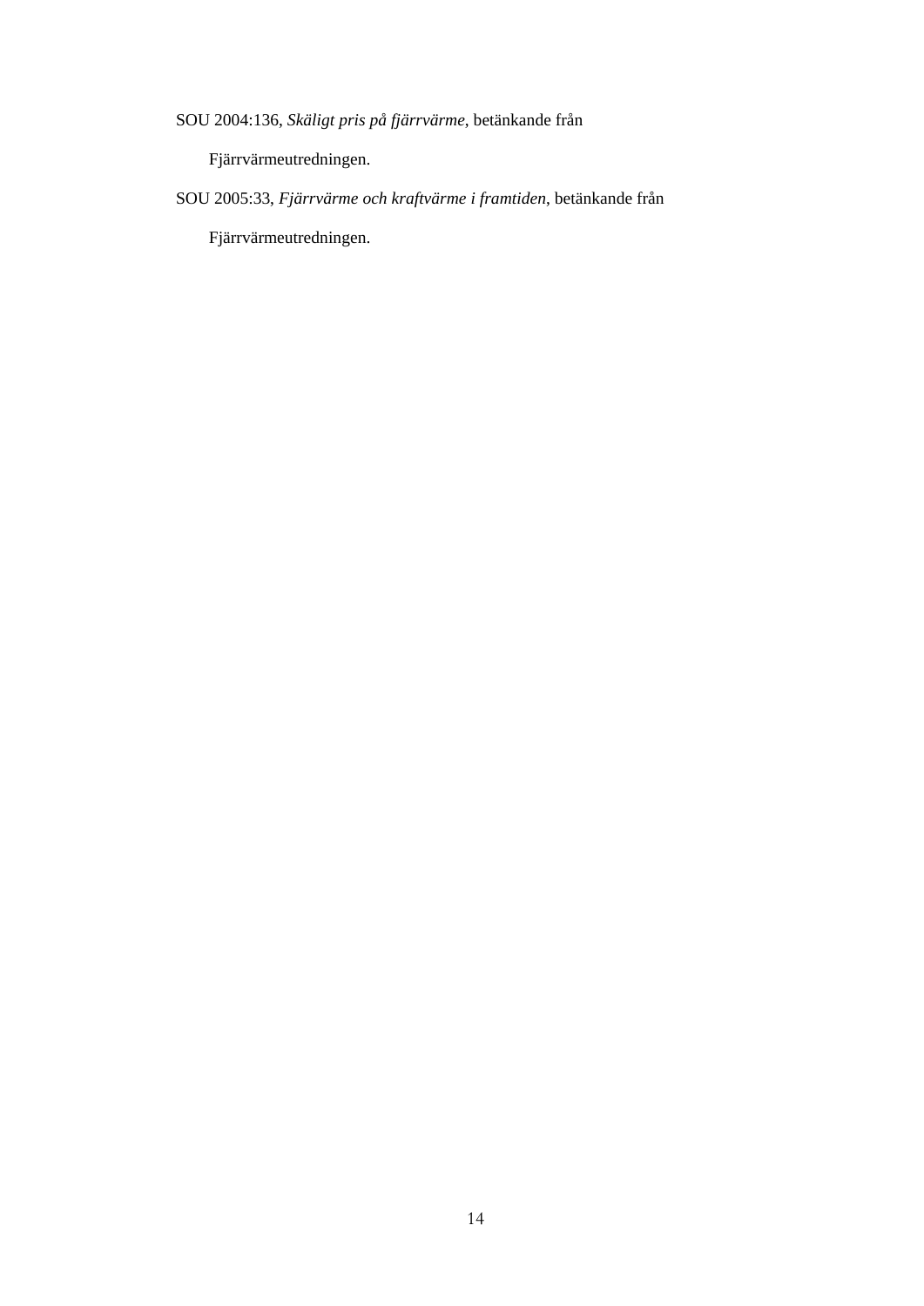SOU 2004:136, *Skäligt pris på fjärrvärme*, betänkande från Fjärrvärmeutredningen.

SOU 2005:33, *Fjärrvärme och kraftvärme i framtiden*, betänkande från Fjärrvärmeutredningen.